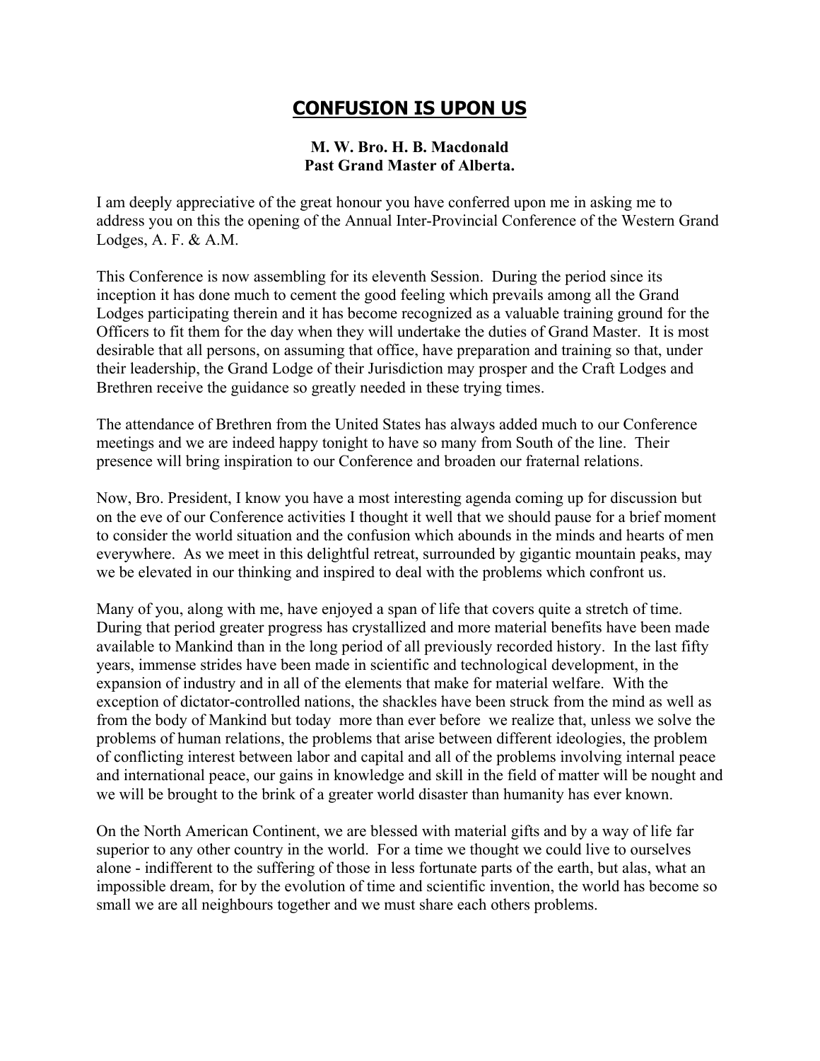# CONFUSION IS UPON US

**M. W. Bro. H. B. Macdonald**
**Past Grand Master of Alberta.**

I am deeply appreciative of the great honour you have conferred upon me in asking me to address you on this the opening of the Annual Inter-Provincial Conference of the Western Grand Lodges, A. F. & A.M.

This Conference is now assembling for its eleventh Session. During the period since its inception it has done much to cement the good feeling which prevails among all the Grand Lodges participating therein and it has become recognized as a valuable training ground for the Officers to fit them for the day when they will undertake the duties of Grand Master. It is most desirable that all persons, on assuming that office, have preparation and training so that, under their leadership, the Grand Lodge of their Jurisdiction may prosper and the Craft Lodges and Brethren receive the guidance so greatly needed in these trying times.

The attendance of Brethren from the United States has always added much to our Conference meetings and we are indeed happy tonight to have so many from South of the line. Their presence will bring inspiration to our Conference and broaden our fraternal relations.

Now, Bro. President, I know you have a most interesting agenda coming up for discussion but on the eve of our Conference activities I thought it well that we should pause for a brief moment to consider the world situation and the confusion which abounds in the minds and hearts of men everywhere. As we meet in this delightful retreat, surrounded by gigantic mountain peaks, may we be elevated in our thinking and inspired to deal with the problems which confront us.

Many of you, along with me, have enjoyed a span of life that covers quite a stretch of time. During that period greater progress has crystallized and more material benefits have been made available to Mankind than in the long period of all previously recorded history. In the last fifty years, immense strides have been made in scientific and technological development, in the expansion of industry and in all of the elements that make for material welfare. With the exception of dictator-controlled nations, the shackles have been struck from the mind as well as from the body of Mankind but today more than ever before we realize that, unless we solve the problems of human relations, the problems that arise between different ideologies, the problem of conflicting interest between labor and capital and all of the problems involving internal peace and international peace, our gains in knowledge and skill in the field of matter will be nought and we will be brought to the brink of a greater world disaster than humanity has ever known.

On the North American Continent, we are blessed with material gifts and by a way of life far superior to any other country in the world. For a time we thought we could live to ourselves alone - indifferent to the suffering of those in less fortunate parts of the earth, but alas, what an impossible dream, for by the evolution of time and scientific invention, the world has become so small we are all neighbours together and we must share each others problems.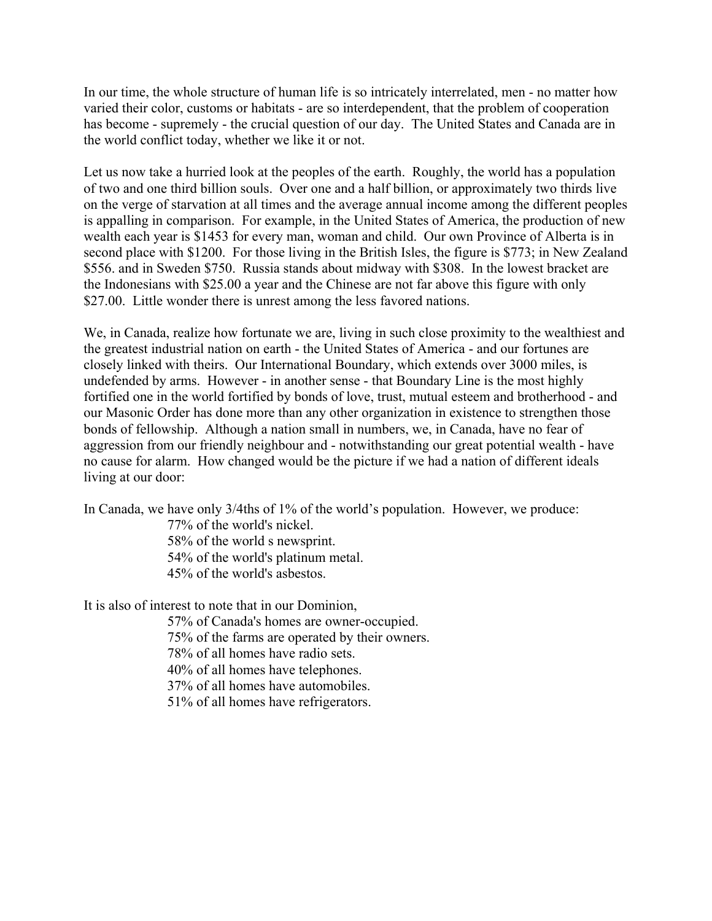In our time, the whole structure of human life is so intricately interrelated, men - no matter how varied their color, customs or habitats - are so interdependent, that the problem of cooperation has become - supremely - the crucial question of our day. The United States and Canada are in the world conflict today, whether we like it or not.

Let us now take a hurried look at the peoples of the earth. Roughly, the world has a population of two and one third billion souls. Over one and a half billion, or approximately two thirds live on the verge of starvation at all times and the average annual income among the different peoples is appalling in comparison. For example, in the United States of America, the production of new wealth each year is $1453 for every man, woman and child. Our own Province of Alberta is in second place with $1200. For those living in the British Isles, the figure is $773; in New Zealand $556. and in Sweden $750. Russia stands about midway with $308. In the lowest bracket are the Indonesians with $25.00 a year and the Chinese are not far above this figure with only $27.00. Little wonder there is unrest among the less favored nations.

We, in Canada, realize how fortunate we are, living in such close proximity to the wealthiest and the greatest industrial nation on earth - the United States of America - and our fortunes are closely linked with theirs. Our International Boundary, which extends over 3000 miles, is undefended by arms. However - in another sense - that Boundary Line is the most highly fortified one in the world fortified by bonds of love, trust, mutual esteem and brotherhood - and our Masonic Order has done more than any other organization in existence to strengthen those bonds of fellowship. Although a nation small in numbers, we, in Canada, have no fear of aggression from our friendly neighbour and - notwithstanding our great potential wealth - have no cause for alarm. How changed would be the picture if we had a nation of different ideals living at our door:

In Canada, we have only 3/4ths of 1% of the world's population. However, we produce:

- 77% of the world's nickel.
- 58% of the world s newsprint.
- 54% of the world's platinum metal.
- 45% of the world's asbestos.

It is also of interest to note that in our Dominion,

- 57% of Canada's homes are owner-occupied.
- 75% of the farms are operated by their owners.
- 78% of all homes have radio sets.
- 40% of all homes have telephones.
- 37% of all homes have automobiles.
- 51% of all homes have refrigerators.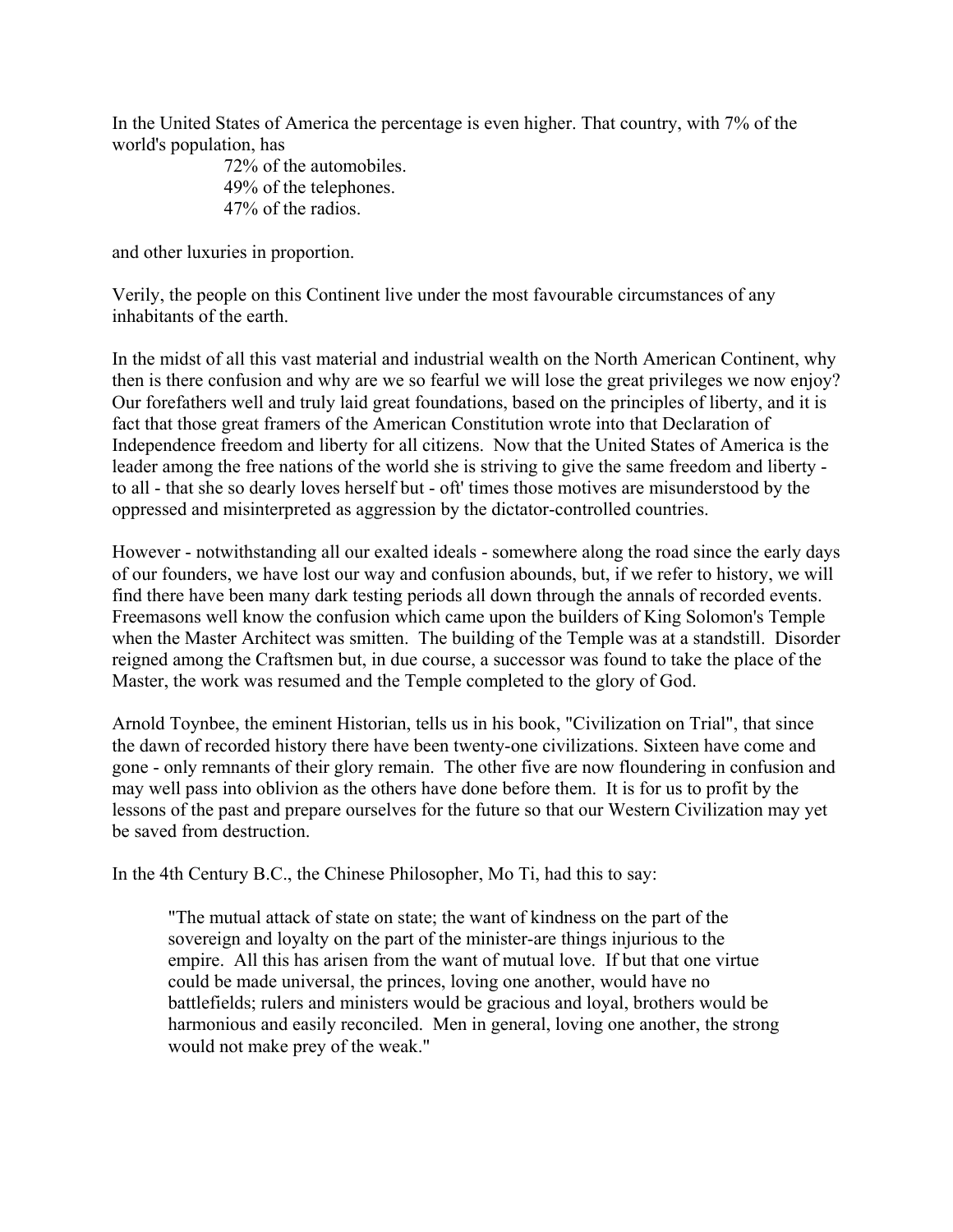In the United States of America the percentage is even higher. That country, with 7% of the world's population, has

72% of the automobiles.
49% of the telephones.
47% of the radios.

and other luxuries in proportion.

Verily, the people on this Continent live under the most favourable circumstances of any inhabitants of the earth.

In the midst of all this vast material and industrial wealth on the North American Continent, why then is there confusion and why are we so fearful we will lose the great privileges we now enjoy? Our forefathers well and truly laid great foundations, based on the principles of liberty, and it is fact that those great framers of the American Constitution wrote into that Declaration of Independence freedom and liberty for all citizens. Now that the United States of America is the leader among the free nations of the world she is striving to give the same freedom and liberty - to all - that she so dearly loves herself but - oft' times those motives are misunderstood by the oppressed and misinterpreted as aggression by the dictator-controlled countries.

However - notwithstanding all our exalted ideals - somewhere along the road since the early days of our founders, we have lost our way and confusion abounds, but, if we refer to history, we will find there have been many dark testing periods all down through the annals of recorded events. Freemasons well know the confusion which came upon the builders of King Solomon's Temple when the Master Architect was smitten. The building of the Temple was at a standstill. Disorder reigned among the Craftsmen but, in due course, a successor was found to take the place of the Master, the work was resumed and the Temple completed to the glory of God.

Arnold Toynbee, the eminent Historian, tells us in his book, "Civilization on Trial", that since the dawn of recorded history there have been twenty-one civilizations. Sixteen have come and gone - only remnants of their glory remain. The other five are now floundering in confusion and may well pass into oblivion as the others have done before them. It is for us to profit by the lessons of the past and prepare ourselves for the future so that our Western Civilization may yet be saved from destruction.

In the 4th Century B.C., the Chinese Philosopher, Mo Ti, had this to say:

> "The mutual attack of state on state; the want of kindness on the part of the sovereign and loyalty on the part of the minister-are things injurious to the empire. All this has arisen from the want of mutual love. If but that one virtue could be made universal, the princes, loving one another, would have no battlefields; rulers and ministers would be gracious and loyal, brothers would be harmonious and easily reconciled. Men in general, loving one another, the strong would not make prey of the weak."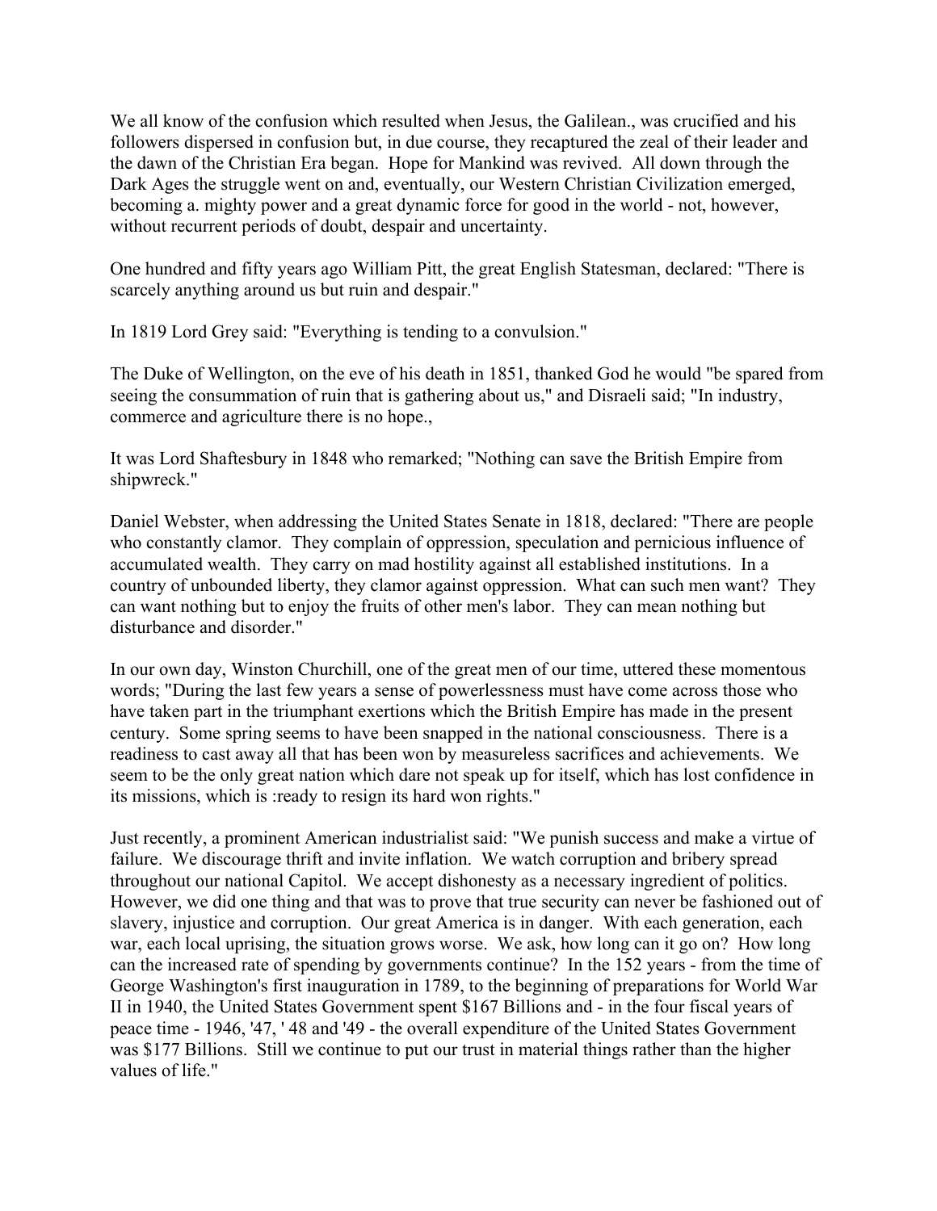We all know of the confusion which resulted when Jesus, the Galilean., was crucified and his followers dispersed in confusion but, in due course, they recaptured the zeal of their leader and the dawn of the Christian Era began. Hope for Mankind was revived. All down through the Dark Ages the struggle went on and, eventually, our Western Christian Civilization emerged, becoming a. mighty power and a great dynamic force for good in the world - not, however, without recurrent periods of doubt, despair and uncertainty.

One hundred and fifty years ago William Pitt, the great English Statesman, declared: "There is scarcely anything around us but ruin and despair."

In 1819 Lord Grey said: "Everything is tending to a convulsion."

The Duke of Wellington, on the eve of his death in 1851, thanked God he would "be spared from seeing the consummation of ruin that is gathering about us," and Disraeli said; "In industry, commerce and agriculture there is no hope.,

It was Lord Shaftesbury in 1848 who remarked; "Nothing can save the British Empire from shipwreck."

Daniel Webster, when addressing the United States Senate in 1818, declared: "There are people who constantly clamor. They complain of oppression, speculation and pernicious influence of accumulated wealth. They carry on mad hostility against all established institutions. In a country of unbounded liberty, they clamor against oppression. What can such men want? They can want nothing but to enjoy the fruits of other men's labor. They can mean nothing but disturbance and disorder."

In our own day, Winston Churchill, one of the great men of our time, uttered these momentous words; "During the last few years a sense of powerlessness must have come across those who have taken part in the triumphant exertions which the British Empire has made in the present century. Some spring seems to have been snapped in the national consciousness. There is a readiness to cast away all that has been won by measureless sacrifices and achievements. We seem to be the only great nation which dare not speak up for itself, which has lost confidence in its missions, which is :ready to resign its hard won rights."

Just recently, a prominent American industrialist said: "We punish success and make a virtue of failure. We discourage thrift and invite inflation. We watch corruption and bribery spread throughout our national Capitol. We accept dishonesty as a necessary ingredient of politics. However, we did one thing and that was to prove that true security can never be fashioned out of slavery, injustice and corruption. Our great America is in danger. With each generation, each war, each local uprising, the situation grows worse. We ask, how long can it go on? How long can the increased rate of spending by governments continue? In the 152 years - from the time of George Washington's first inauguration in 1789, to the beginning of preparations for World War II in 1940, the United States Government spent $167 Billions and - in the four fiscal years of peace time - 1946, '47, ' 48 and '49 - the overall expenditure of the United States Government was $177 Billions. Still we continue to put our trust in material things rather than the higher values of life."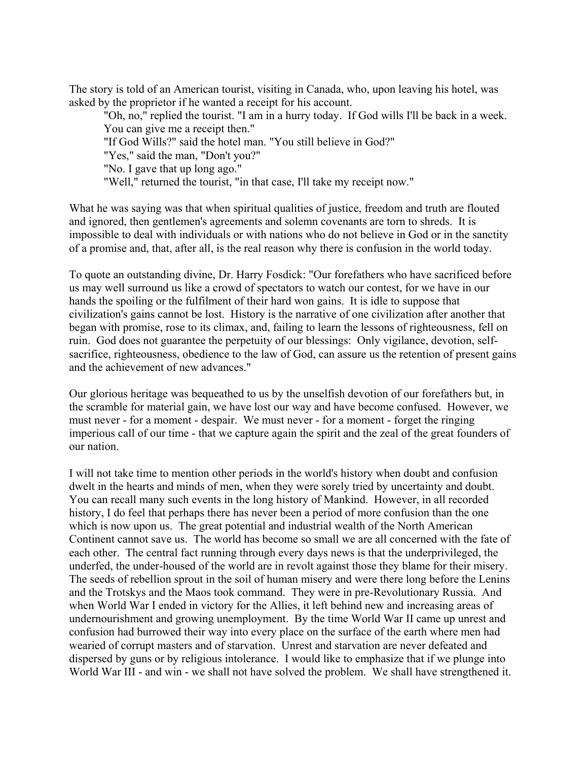The story is told of an American tourist, visiting in Canada, who, upon leaving his hotel, was asked by the proprietor if he wanted a receipt for his account.

> "Oh, no," replied the tourist. "I am in a hurry today. If God wills I'll be back in a week. You can give me a receipt then."
>
> "If God Wills?" said the hotel man. "You still believe in God?"
>
> "Yes," said the man, "Don't you?"
>
> "No. I gave that up long ago."
>
> "Well," returned the tourist, "in that case, I'll take my receipt now."

What he was saying was that when spiritual qualities of justice, freedom and truth are flouted and ignored, then gentlemen's agreements and solemn covenants are torn to shreds. It is impossible to deal with individuals or with nations who do not believe in God or in the sanctity of a promise and, that, after all, is the real reason why there is confusion in the world today.

To quote an outstanding divine, Dr. Harry Fosdick: "Our forefathers who have sacrificed before us may well surround us like a crowd of spectators to watch our contest, for we have in our hands the spoiling or the fulfilment of their hard won gains. It is idle to suppose that civilization's gains cannot be lost. History is the narrative of one civilization after another that began with promise, rose to its climax, and, failing to learn the lessons of righteousness, fell on ruin. God does not guarantee the perpetuity of our blessings: Only vigilance, devotion, self-sacrifice, righteousness, obedience to the law of God, can assure us the retention of present gains and the achievement of new advances."

Our glorious heritage was bequeathed to us by the unselfish devotion of our forefathers but, in the scramble for material gain, we have lost our way and have become confused. However, we must never - for a moment - despair. We must never - for a moment - forget the ringing imperious call of our time - that we capture again the spirit and the zeal of the great founders of our nation.

I will not take time to mention other periods in the world's history when doubt and confusion dwelt in the hearts and minds of men, when they were sorely tried by uncertainty and doubt. You can recall many such events in the long history of Mankind. However, in all recorded history, I do feel that perhaps there has never been a period of more confusion than the one which is now upon us. The great potential and industrial wealth of the North American Continent cannot save us. The world has become so small we are all concerned with the fate of each other. The central fact running through every days news is that the underprivileged, the underfed, the under-housed of the world are in revolt against those they blame for their misery. The seeds of rebellion sprout in the soil of human misery and were there long before the Lenins and the Trotskys and the Maos took command. They were in pre-Revolutionary Russia. And when World War I ended in victory for the Allies, it left behind new and increasing areas of undernourishment and growing unemployment. By the time World War II came up unrest and confusion had burrowed their way into every place on the surface of the earth where men had wearied of corrupt masters and of starvation. Unrest and starvation are never defeated and dispersed by guns or by religious intolerance. I would like to emphasize that if we plunge into World War III - and win - we shall not have solved the problem. We shall have strengthened it.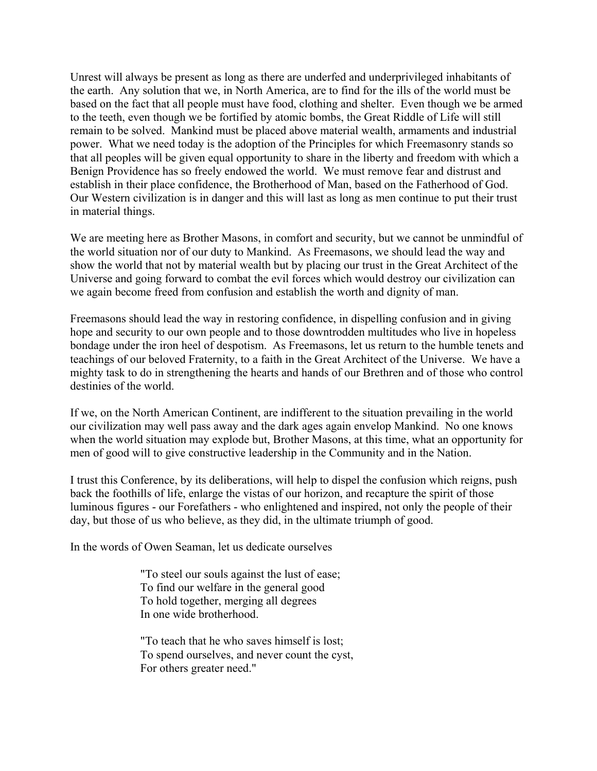Unrest will always be present as long as there are underfed and underprivileged inhabitants of the earth. Any solution that we, in North America, are to find for the ills of the world must be based on the fact that all people must have food, clothing and shelter. Even though we be armed to the teeth, even though we be fortified by atomic bombs, the Great Riddle of Life will still remain to be solved. Mankind must be placed above material wealth, armaments and industrial power. What we need today is the adoption of the Principles for which Freemasonry stands so that all peoples will be given equal opportunity to share in the liberty and freedom with which a Benign Providence has so freely endowed the world. We must remove fear and distrust and establish in their place confidence, the Brotherhood of Man, based on the Fatherhood of God. Our Western civilization is in danger and this will last as long as men continue to put their trust in material things.

We are meeting here as Brother Masons, in comfort and security, but we cannot be unmindful of the world situation nor of our duty to Mankind. As Freemasons, we should lead the way and show the world that not by material wealth but by placing our trust in the Great Architect of the Universe and going forward to combat the evil forces which would destroy our civilization can we again become freed from confusion and establish the worth and dignity of man.

Freemasons should lead the way in restoring confidence, in dispelling confusion and in giving hope and security to our own people and to those downtrodden multitudes who live in hopeless bondage under the iron heel of despotism. As Freemasons, let us return to the humble tenets and teachings of our beloved Fraternity, to a faith in the Great Architect of the Universe. We have a mighty task to do in strengthening the hearts and hands of our Brethren and of those who control destinies of the world.

If we, on the North American Continent, are indifferent to the situation prevailing in the world our civilization may well pass away and the dark ages again envelop Mankind. No one knows when the world situation may explode but, Brother Masons, at this time, what an opportunity for men of good will to give constructive leadership in the Community and in the Nation.

I trust this Conference, by its deliberations, will help to dispel the confusion which reigns, push back the foothills of life, enlarge the vistas of our horizon, and recapture the spirit of those luminous figures - our Forefathers - who enlightened and inspired, not only the people of their day, but those of us who believe, as they did, in the ultimate triumph of good.

In the words of Owen Seaman, let us dedicate ourselves

> "To steel our souls against the lust of ease;
> To find our welfare in the general good
> To hold together, merging all degrees
> In one wide brotherhood.
>
> "To teach that he who saves himself is lost;
> To spend ourselves, and never count the cyst,
> For others greater need."